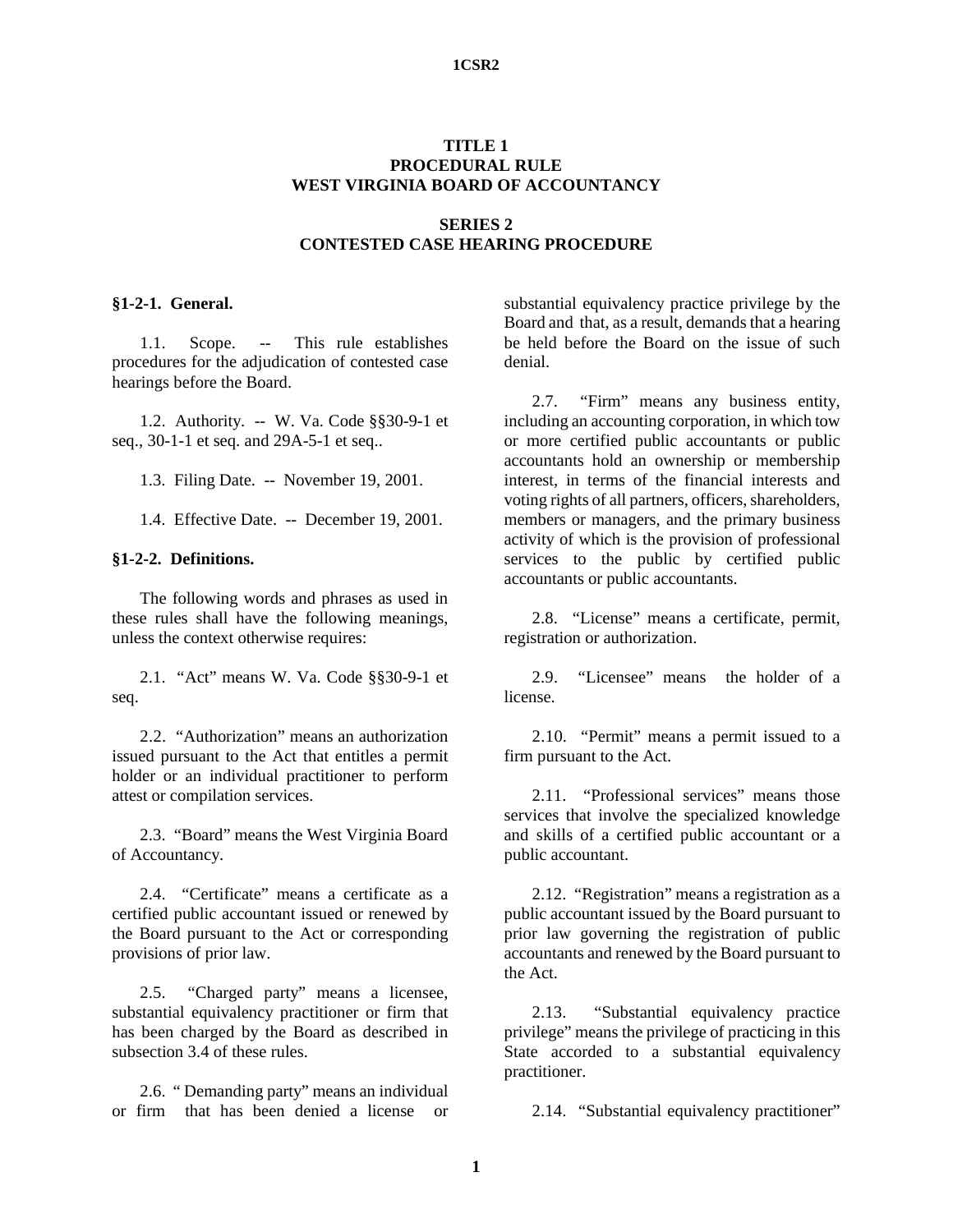# TITLE 1
# PROCEDURAL RULE
# WEST VIRGINIA BOARD OF ACCOUNTANCY

## SERIES 2
## CONTESTED CASE HEARING PROCEDURE

**§1-2-1. General.**

1.1. Scope. -- This rule establishes procedures for the adjudication of contested case hearings before the Board.

1.2. Authority. -- W. Va. Code §§30-9-1 et seq., 30-1-1 et seq. and 29A-5-1 et seq..

1.3. Filing Date. -- November 19, 2001.

1.4. Effective Date. -- December 19, 2001.

**§1-2-2. Definitions.**

The following words and phrases as used in these rules shall have the following meanings, unless the context otherwise requires:

2.1. "Act" means W. Va. Code §§30-9-1 et seq.

2.2. "Authorization" means an authorization issued pursuant to the Act that entitles a permit holder or an individual practitioner to perform attest or compilation services.

2.3. "Board" means the West Virginia Board of Accountancy.

2.4. "Certificate" means a certificate as a certified public accountant issued or renewed by the Board pursuant to the Act or corresponding provisions of prior law.

2.5. "Charged party" means a licensee, substantial equivalency practitioner or firm that has been charged by the Board as described in subsection 3.4 of these rules.

2.6. " Demanding party" means an individual or firm that has been denied a license or substantial equivalency practice privilege by the Board and that, as a result, demands that a hearing be held before the Board on the issue of such denial.

2.7. "Firm" means any business entity, including an accounting corporation, in which tow or more certified public accountants or public accountants hold an ownership or membership interest, in terms of the financial interests and voting rights of all partners, officers, shareholders, members or managers, and the primary business activity of which is the provision of professional services to the public by certified public accountants or public accountants.

2.8. "License" means a certificate, permit, registration or authorization.

2.9. "Licensee" means the holder of a license.

2.10. "Permit" means a permit issued to a firm pursuant to the Act.

2.11. "Professional services" means those services that involve the specialized knowledge and skills of a certified public accountant or a public accountant.

2.12. "Registration" means a registration as a public accountant issued by the Board pursuant to prior law governing the registration of public accountants and renewed by the Board pursuant to the Act.

2.13. "Substantial equivalency practice privilege" means the privilege of practicing in this State accorded to a substantial equivalency practitioner.

2.14. "Substantial equivalency practitioner"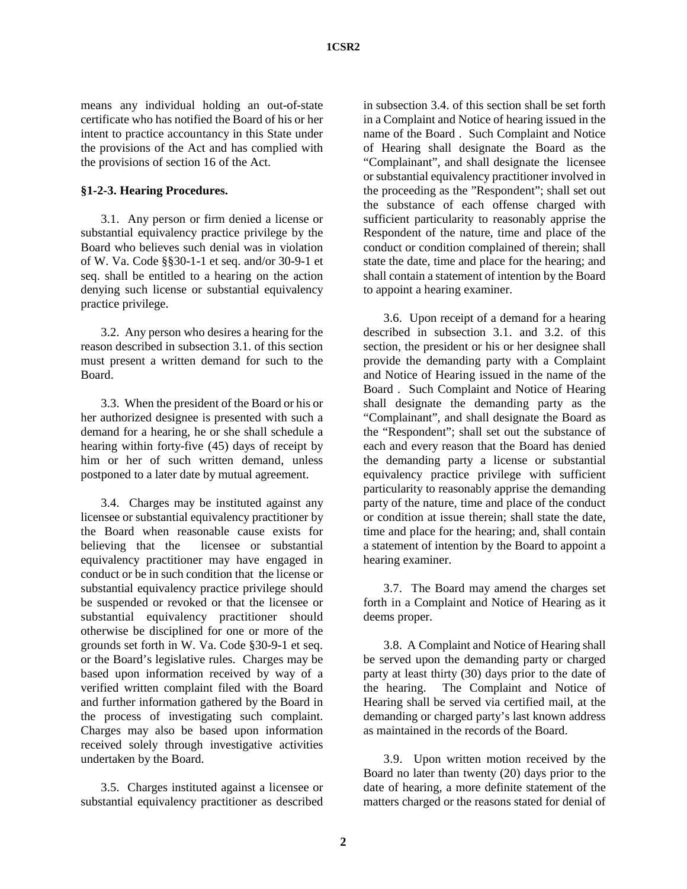means any individual holding an out-of-state certificate who has notified the Board of his or her intent to practice accountancy in this State under the provisions of the Act and has complied with the provisions of section 16 of the Act.

**§1-2-3. Hearing Procedures.**

3.1. Any person or firm denied a license or substantial equivalency practice privilege by the Board who believes such denial was in violation of W. Va. Code §§30-1-1 et seq. and/or 30-9-1 et seq. shall be entitled to a hearing on the action denying such license or substantial equivalency practice privilege.

3.2. Any person who desires a hearing for the reason described in subsection 3.1. of this section must present a written demand for such to the Board.

3.3. When the president of the Board or his or her authorized designee is presented with such a demand for a hearing, he or she shall schedule a hearing within forty-five (45) days of receipt by him or her of such written demand, unless postponed to a later date by mutual agreement.

3.4. Charges may be instituted against any licensee or substantial equivalency practitioner by the Board when reasonable cause exists for believing that the licensee or substantial equivalency practitioner may have engaged in conduct or be in such condition that the license or substantial equivalency practice privilege should be suspended or revoked or that the licensee or substantial equivalency practitioner should otherwise be disciplined for one or more of the grounds set forth in W. Va. Code §30-9-1 et seq. or the Board's legislative rules. Charges may be based upon information received by way of a verified written complaint filed with the Board and further information gathered by the Board in the process of investigating such complaint. Charges may also be based upon information received solely through investigative activities undertaken by the Board.

3.5. Charges instituted against a licensee or substantial equivalency practitioner as described in subsection 3.4. of this section shall be set forth in a Complaint and Notice of hearing issued in the name of the Board . Such Complaint and Notice of Hearing shall designate the Board as the "Complainant", and shall designate the licensee or substantial equivalency practitioner involved in the proceeding as the "Respondent"; shall set out the substance of each offense charged with sufficient particularity to reasonably apprise the Respondent of the nature, time and place of the conduct or condition complained of therein; shall state the date, time and place for the hearing; and shall contain a statement of intention by the Board to appoint a hearing examiner.

3.6. Upon receipt of a demand for a hearing described in subsection 3.1. and 3.2. of this section, the president or his or her designee shall provide the demanding party with a Complaint and Notice of Hearing issued in the name of the Board . Such Complaint and Notice of Hearing shall designate the demanding party as the "Complainant", and shall designate the Board as the "Respondent"; shall set out the substance of each and every reason that the Board has denied the demanding party a license or substantial equivalency practice privilege with sufficient particularity to reasonably apprise the demanding party of the nature, time and place of the conduct or condition at issue therein; shall state the date, time and place for the hearing; and, shall contain a statement of intention by the Board to appoint a hearing examiner.

3.7. The Board may amend the charges set forth in a Complaint and Notice of Hearing as it deems proper.

3.8. A Complaint and Notice of Hearing shall be served upon the demanding party or charged party at least thirty (30) days prior to the date of the hearing. The Complaint and Notice of Hearing shall be served via certified mail, at the demanding or charged party's last known address as maintained in the records of the Board.

3.9. Upon written motion received by the Board no later than twenty (20) days prior to the date of hearing, a more definite statement of the matters charged or the reasons stated for denial of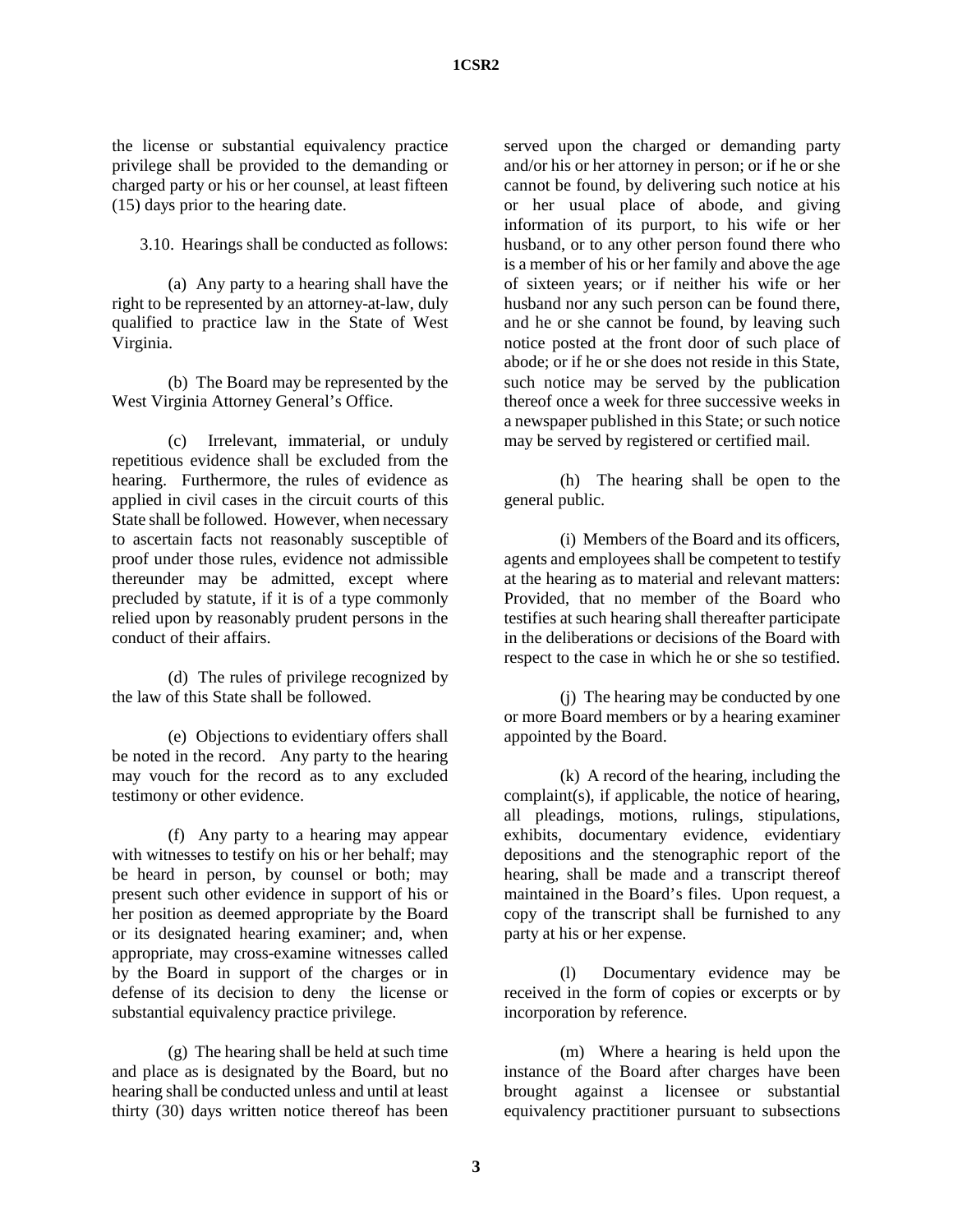the license or substantial equivalency practice privilege shall be provided to the demanding or charged party or his or her counsel, at least fifteen (15) days prior to the hearing date.

3.10. Hearings shall be conducted as follows:

(a) Any party to a hearing shall have the right to be represented by an attorney-at-law, duly qualified to practice law in the State of West Virginia.

(b) The Board may be represented by the West Virginia Attorney General's Office.

(c) Irrelevant, immaterial, or unduly repetitious evidence shall be excluded from the hearing. Furthermore, the rules of evidence as applied in civil cases in the circuit courts of this State shall be followed. However, when necessary to ascertain facts not reasonably susceptible of proof under those rules, evidence not admissible thereunder may be admitted, except where precluded by statute, if it is of a type commonly relied upon by reasonably prudent persons in the conduct of their affairs.

(d) The rules of privilege recognized by the law of this State shall be followed.

(e) Objections to evidentiary offers shall be noted in the record. Any party to the hearing may vouch for the record as to any excluded testimony or other evidence.

(f) Any party to a hearing may appear with witnesses to testify on his or her behalf; may be heard in person, by counsel or both; may present such other evidence in support of his or her position as deemed appropriate by the Board or its designated hearing examiner; and, when appropriate, may cross-examine witnesses called by the Board in support of the charges or in defense of its decision to deny the license or substantial equivalency practice privilege.

(g) The hearing shall be held at such time and place as is designated by the Board, but no hearing shall be conducted unless and until at least thirty (30) days written notice thereof has been served upon the charged or demanding party and/or his or her attorney in person; or if he or she cannot be found, by delivering such notice at his or her usual place of abode, and giving information of its purport, to his wife or her husband, or to any other person found there who is a member of his or her family and above the age of sixteen years; or if neither his wife or her husband nor any such person can be found there, and he or she cannot be found, by leaving such notice posted at the front door of such place of abode; or if he or she does not reside in this State, such notice may be served by the publication thereof once a week for three successive weeks in a newspaper published in this State; or such notice may be served by registered or certified mail.

(h) The hearing shall be open to the general public.

(i) Members of the Board and its officers, agents and employees shall be competent to testify at the hearing as to material and relevant matters: Provided, that no member of the Board who testifies at such hearing shall thereafter participate in the deliberations or decisions of the Board with respect to the case in which he or she so testified.

(j) The hearing may be conducted by one or more Board members or by a hearing examiner appointed by the Board.

(k) A record of the hearing, including the complaint(s), if applicable, the notice of hearing, all pleadings, motions, rulings, stipulations, exhibits, documentary evidence, evidentiary depositions and the stenographic report of the hearing, shall be made and a transcript thereof maintained in the Board's files. Upon request, a copy of the transcript shall be furnished to any party at his or her expense.

(l) Documentary evidence may be received in the form of copies or excerpts or by incorporation by reference.

(m) Where a hearing is held upon the instance of the Board after charges have been brought against a licensee or substantial equivalency practitioner pursuant to subsections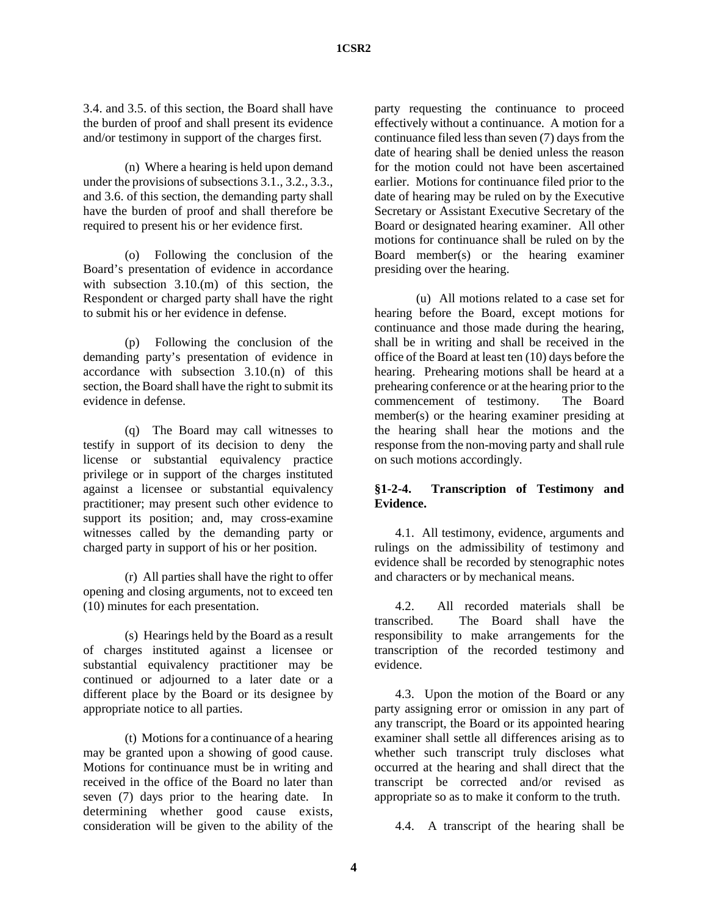3.4. and 3.5. of this section, the Board shall have the burden of proof and shall present its evidence and/or testimony in support of the charges first.

(n) Where a hearing is held upon demand under the provisions of subsections 3.1., 3.2., 3.3., and 3.6. of this section, the demanding party shall have the burden of proof and shall therefore be required to present his or her evidence first.

(o) Following the conclusion of the Board's presentation of evidence in accordance with subsection 3.10.(m) of this section, the Respondent or charged party shall have the right to submit his or her evidence in defense.

(p) Following the conclusion of the demanding party's presentation of evidence in accordance with subsection 3.10.(n) of this section, the Board shall have the right to submit its evidence in defense.

(q) The Board may call witnesses to testify in support of its decision to deny the license or substantial equivalency practice privilege or in support of the charges instituted against a licensee or substantial equivalency practitioner; may present such other evidence to support its position; and, may cross-examine witnesses called by the demanding party or charged party in support of his or her position.

(r) All parties shall have the right to offer opening and closing arguments, not to exceed ten (10) minutes for each presentation.

(s) Hearings held by the Board as a result of charges instituted against a licensee or substantial equivalency practitioner may be continued or adjourned to a later date or a different place by the Board or its designee by appropriate notice to all parties.

(t) Motions for a continuance of a hearing may be granted upon a showing of good cause. Motions for continuance must be in writing and received in the office of the Board no later than seven (7) days prior to the hearing date. In determining whether good cause exists, consideration will be given to the ability of the party requesting the continuance to proceed effectively without a continuance. A motion for a continuance filed less than seven (7) days from the date of hearing shall be denied unless the reason for the motion could not have been ascertained earlier. Motions for continuance filed prior to the date of hearing may be ruled on by the Executive Secretary or Assistant Executive Secretary of the Board or designated hearing examiner. All other motions for continuance shall be ruled on by the Board member(s) or the hearing examiner presiding over the hearing.

(u) All motions related to a case set for hearing before the Board, except motions for continuance and those made during the hearing, shall be in writing and shall be received in the office of the Board at least ten (10) days before the hearing. Prehearing motions shall be heard at a prehearing conference or at the hearing prior to the commencement of testimony. The Board member(s) or the hearing examiner presiding at the hearing shall hear the motions and the response from the non-moving party and shall rule on such motions accordingly.

**§1-2-4. Transcription of Testimony and Evidence.**

4.1. All testimony, evidence, arguments and rulings on the admissibility of testimony and evidence shall be recorded by stenographic notes and characters or by mechanical means.

4.2. All recorded materials shall be transcribed. The Board shall have the responsibility to make arrangements for the transcription of the recorded testimony and evidence.

4.3. Upon the motion of the Board or any party assigning error or omission in any part of any transcript, the Board or its appointed hearing examiner shall settle all differences arising as to whether such transcript truly discloses what occurred at the hearing and shall direct that the transcript be corrected and/or revised as appropriate so as to make it conform to the truth.

4.4. A transcript of the hearing shall be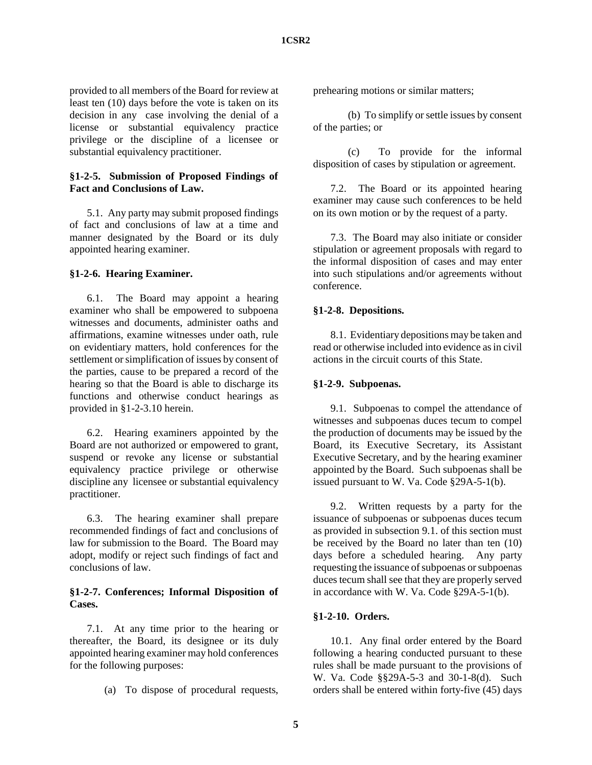provided to all members of the Board for review at least ten (10) days before the vote is taken on its decision in any case involving the denial of a license or substantial equivalency practice privilege or the discipline of a licensee or substantial equivalency practitioner.

**§1-2-5. Submission of Proposed Findings of Fact and Conclusions of Law.**

5.1. Any party may submit proposed findings of fact and conclusions of law at a time and manner designated by the Board or its duly appointed hearing examiner.

**§1-2-6. Hearing Examiner.**

6.1. The Board may appoint a hearing examiner who shall be empowered to subpoena witnesses and documents, administer oaths and affirmations, examine witnesses under oath, rule on evidentiary matters, hold conferences for the settlement or simplification of issues by consent of the parties, cause to be prepared a record of the hearing so that the Board is able to discharge its functions and otherwise conduct hearings as provided in §1-2-3.10 herein.

6.2. Hearing examiners appointed by the Board are not authorized or empowered to grant, suspend or revoke any license or substantial equivalency practice privilege or otherwise discipline any licensee or substantial equivalency practitioner.

6.3. The hearing examiner shall prepare recommended findings of fact and conclusions of law for submission to the Board. The Board may adopt, modify or reject such findings of fact and conclusions of law.

**§1-2-7. Conferences; Informal Disposition of Cases.**

7.1. At any time prior to the hearing or thereafter, the Board, its designee or its duly appointed hearing examiner may hold conferences for the following purposes:

(a) To dispose of procedural requests, prehearing motions or similar matters;

(b) To simplify or settle issues by consent of the parties; or

(c) To provide for the informal disposition of cases by stipulation or agreement.

7.2. The Board or its appointed hearing examiner may cause such conferences to be held on its own motion or by the request of a party.

7.3. The Board may also initiate or consider stipulation or agreement proposals with regard to the informal disposition of cases and may enter into such stipulations and/or agreements without conference.

**§1-2-8. Depositions.**

8.1. Evidentiary depositions may be taken and read or otherwise included into evidence as in civil actions in the circuit courts of this State.

**§1-2-9. Subpoenas.**

9.1. Subpoenas to compel the attendance of witnesses and subpoenas duces tecum to compel the production of documents may be issued by the Board, its Executive Secretary, its Assistant Executive Secretary, and by the hearing examiner appointed by the Board. Such subpoenas shall be issued pursuant to W. Va. Code §29A-5-1(b).

9.2. Written requests by a party for the issuance of subpoenas or subpoenas duces tecum as provided in subsection 9.1. of this section must be received by the Board no later than ten (10) days before a scheduled hearing. Any party requesting the issuance of subpoenas or subpoenas duces tecum shall see that they are properly served in accordance with W. Va. Code §29A-5-1(b).

**§1-2-10. Orders.**

10.1. Any final order entered by the Board following a hearing conducted pursuant to these rules shall be made pursuant to the provisions of W. Va. Code §§29A-5-3 and 30-1-8(d). Such orders shall be entered within forty-five (45) days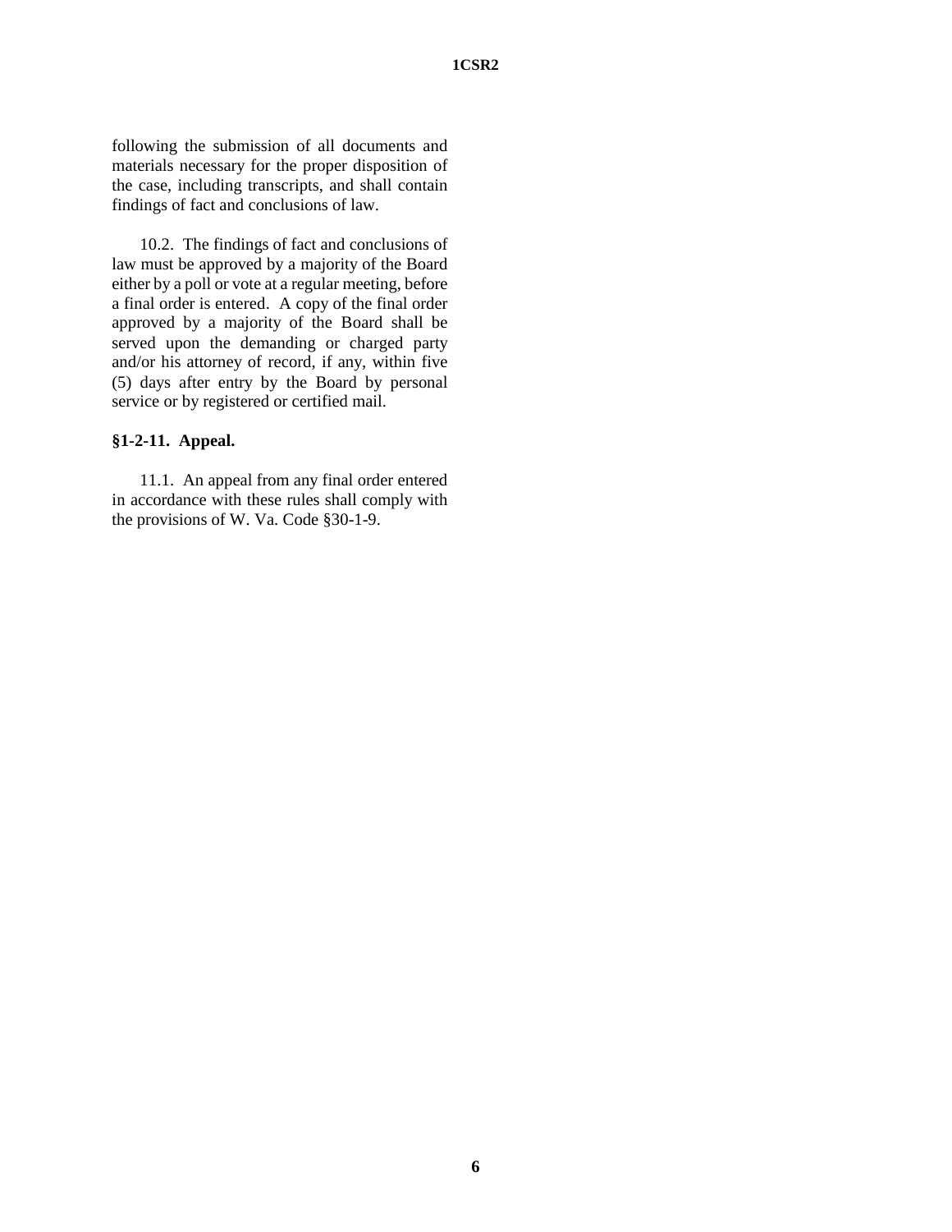following the submission of all documents and materials necessary for the proper disposition of the case, including transcripts, and shall contain findings of fact and conclusions of law.

10.2. The findings of fact and conclusions of law must be approved by a majority of the Board either by a poll or vote at a regular meeting, before a final order is entered. A copy of the final order approved by a majority of the Board shall be served upon the demanding or charged party and/or his attorney of record, if any, within five (5) days after entry by the Board by personal service or by registered or certified mail.

**§1-2-11. Appeal.**

11.1. An appeal from any final order entered in accordance with these rules shall comply with the provisions of W. Va. Code §30-1-9.